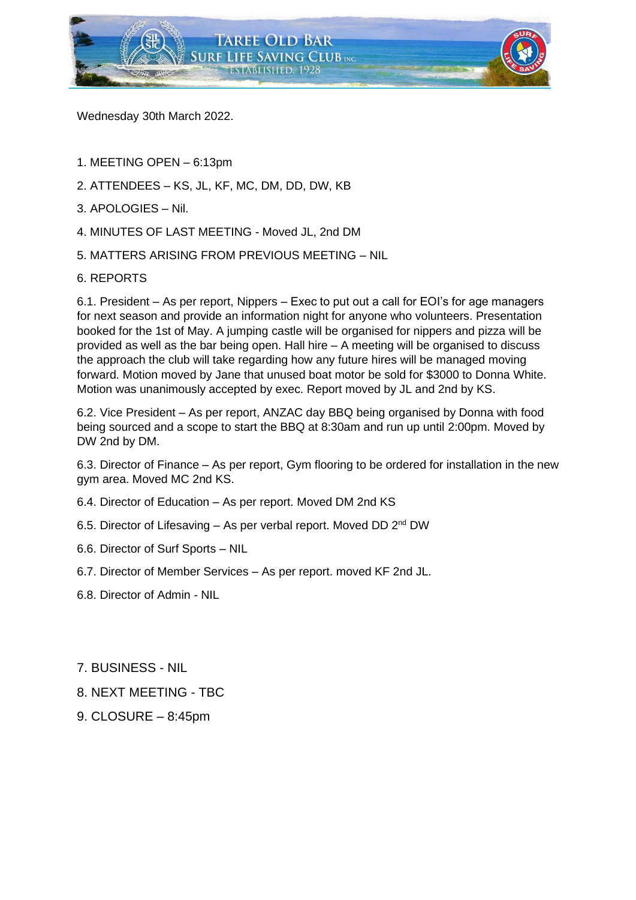Taree Old Bar Surf Life Saving Club Inc.
Established 1928

Wednesday 30th March 2022.

1. MEETING OPEN – 6:13pm

2. ATTENDEES – KS, JL, KF, MC, DM, DD, DW, KB

3. APOLOGIES – Nil.

4. MINUTES OF LAST MEETING - Moved JL, 2nd DM

5. MATTERS ARISING FROM PREVIOUS MEETING – NIL

6. REPORTS

6.1. President – As per report, Nippers – Exec to put out a call for EOI's for age managers for next season and provide an information night for anyone who volunteers. Presentation booked for the 1st of May. A jumping castle will be organised for nippers and pizza will be provided as well as the bar being open. Hall hire – A meeting will be organised to discuss the approach the club will take regarding how any future hires will be managed moving forward. Motion moved by Jane that unused boat motor be sold for $3000 to Donna White. Motion was unanimously accepted by exec. Report moved by JL and 2nd by KS.

6.2. Vice President – As per report, ANZAC day BBQ being organised by Donna with food being sourced and a scope to start the BBQ at 8:30am and run up until 2:00pm. Moved by DW 2nd by DM.

6.3. Director of Finance – As per report, Gym flooring to be ordered for installation in the new gym area. Moved MC 2nd KS.

6.4. Director of Education – As per report. Moved DM 2nd KS

6.5. Director of Lifesaving – As per verbal report. Moved DD 2nd DW

6.6. Director of Surf Sports – NIL

6.7. Director of Member Services – As per report. moved KF 2nd JL.

6.8. Director of Admin - NIL

7. BUSINESS - NIL

8. NEXT MEETING - TBC

9. CLOSURE – 8:45pm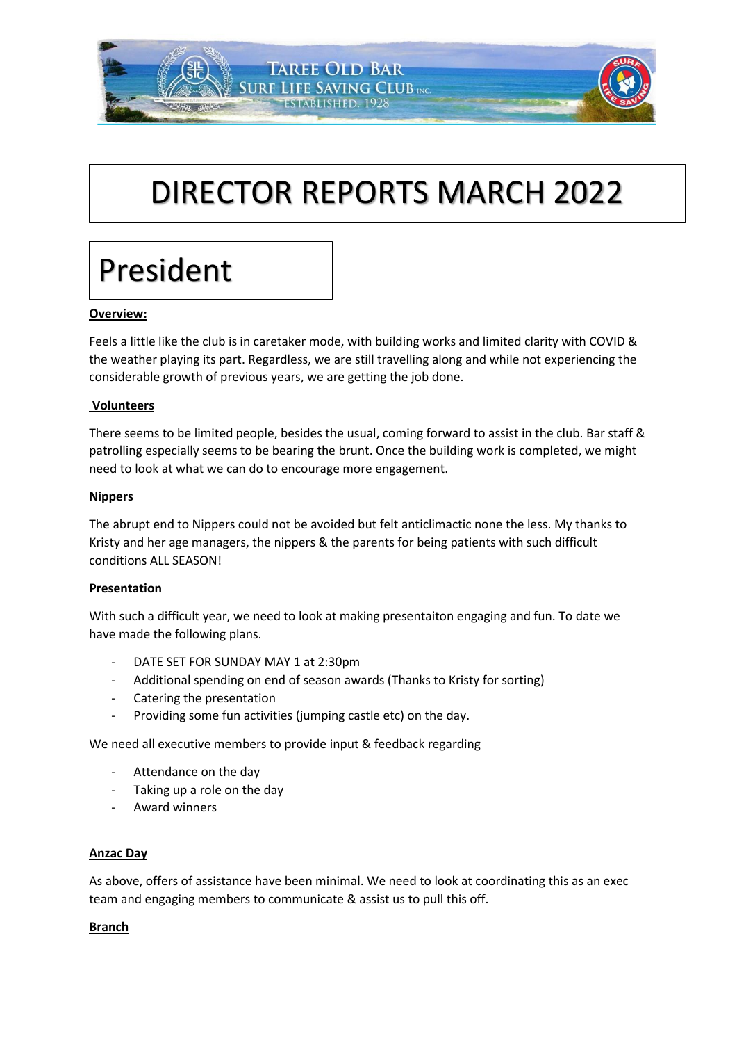# DIRECTOR REPORTS MARCH 2022

## President

**Overview:**

Feels a little like the club is in caretaker mode, with building works and limited clarity with COVID & the weather playing its part. Regardless, we are still travelling along and while not experiencing the considerable growth of previous years, we are getting the job done.

**Volunteers**

There seems to be limited people, besides the usual, coming forward to assist in the club. Bar staff & patrolling especially seems to be bearing the brunt. Once the building work is completed, we might need to look at what we can do to encourage more engagement.

**Nippers**

The abrupt end to Nippers could not be avoided but felt anticlimactic none the less. My thanks to Kristy and her age managers, the nippers & the parents for being patients with such difficult conditions ALL SEASON!

**Presentation**

With such a difficult year, we need to look at making presentaiton engaging and fun. To date we have made the following plans.

- DATE SET FOR SUNDAY MAY 1 at 2:30pm
- Additional spending on end of season awards (Thanks to Kristy for sorting)
- Catering the presentation
- Providing some fun activities (jumping castle etc) on the day.

We need all executive members to provide input & feedback regarding

- Attendance on the day
- Taking up a role on the day
- Award winners

**Anzac Day**

As above, offers of assistance have been minimal. We need to look at coordinating this as an exec team and engaging members to communicate & assist us to pull this off.

**Branch**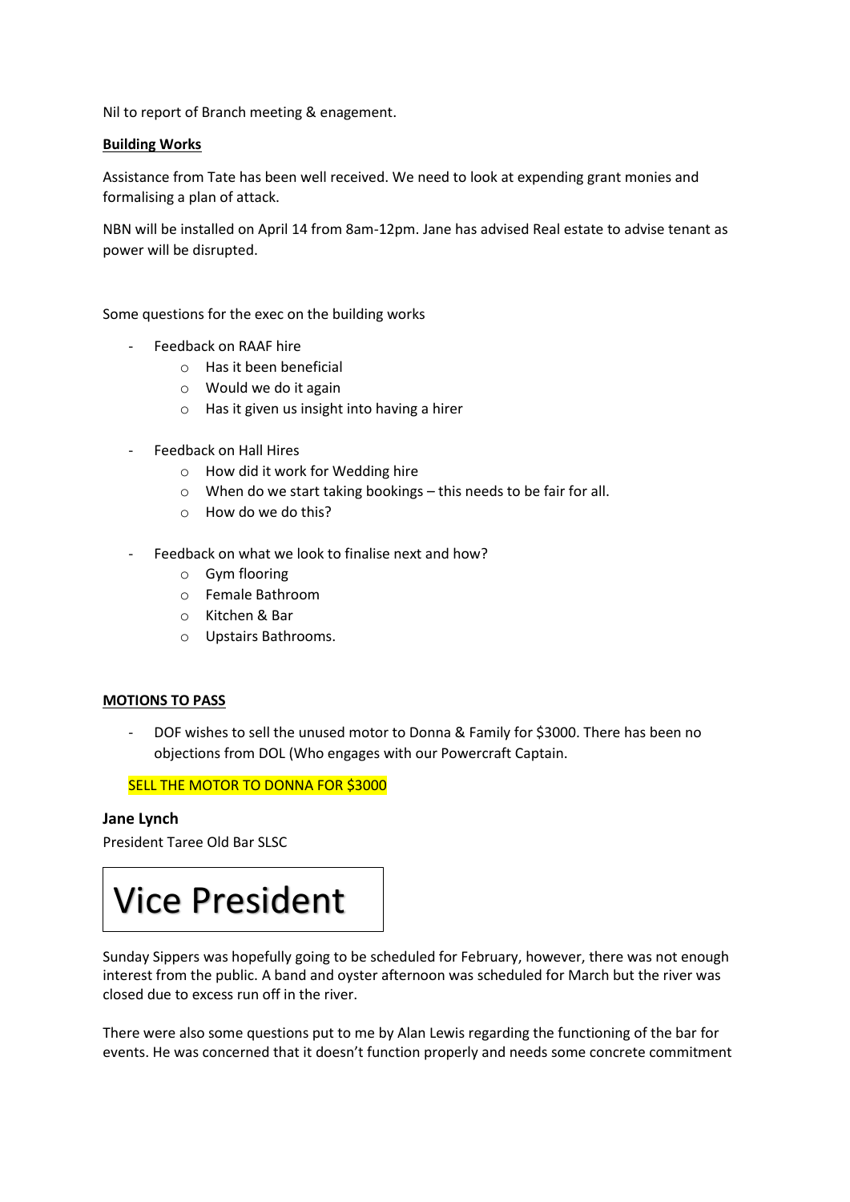Nil to report of Branch meeting & enagement.

**Building Works**

Assistance from Tate has been well received. We need to look at expending grant monies and formalising a plan of attack.

NBN will be installed on April 14 from 8am-12pm. Jane has advised Real estate to advise tenant as power will be disrupted.

Some questions for the exec on the building works

- Feedback on RAAF hire
    - Has it been beneficial
    - Would we do it again
    - Has it given us insight into having a hirer
- Feedback on Hall Hires
    - How did it work for Wedding hire
    - When do we start taking bookings – this needs to be fair for all.
    - How do we do this?
- Feedback on what we look to finalise next and how?
    - Gym flooring
    - Female Bathroom
    - Kitchen & Bar
    - Upstairs Bathrooms.

**MOTIONS TO PASS**

- DOF wishes to sell the unused motor to Donna & Family for $3000. There has been no objections from DOL (Who engages with our Powercraft Captain.

SELL THE MOTOR TO DONNA FOR $3000

**Jane Lynch**

President Taree Old Bar SLSC

# Vice President

Sunday Sippers was hopefully going to be scheduled for February, however, there was not enough interest from the public. A band and oyster afternoon was scheduled for March but the river was closed due to excess run off in the river.

There were also some questions put to me by Alan Lewis regarding the functioning of the bar for events. He was concerned that it doesn't function properly and needs some concrete commitment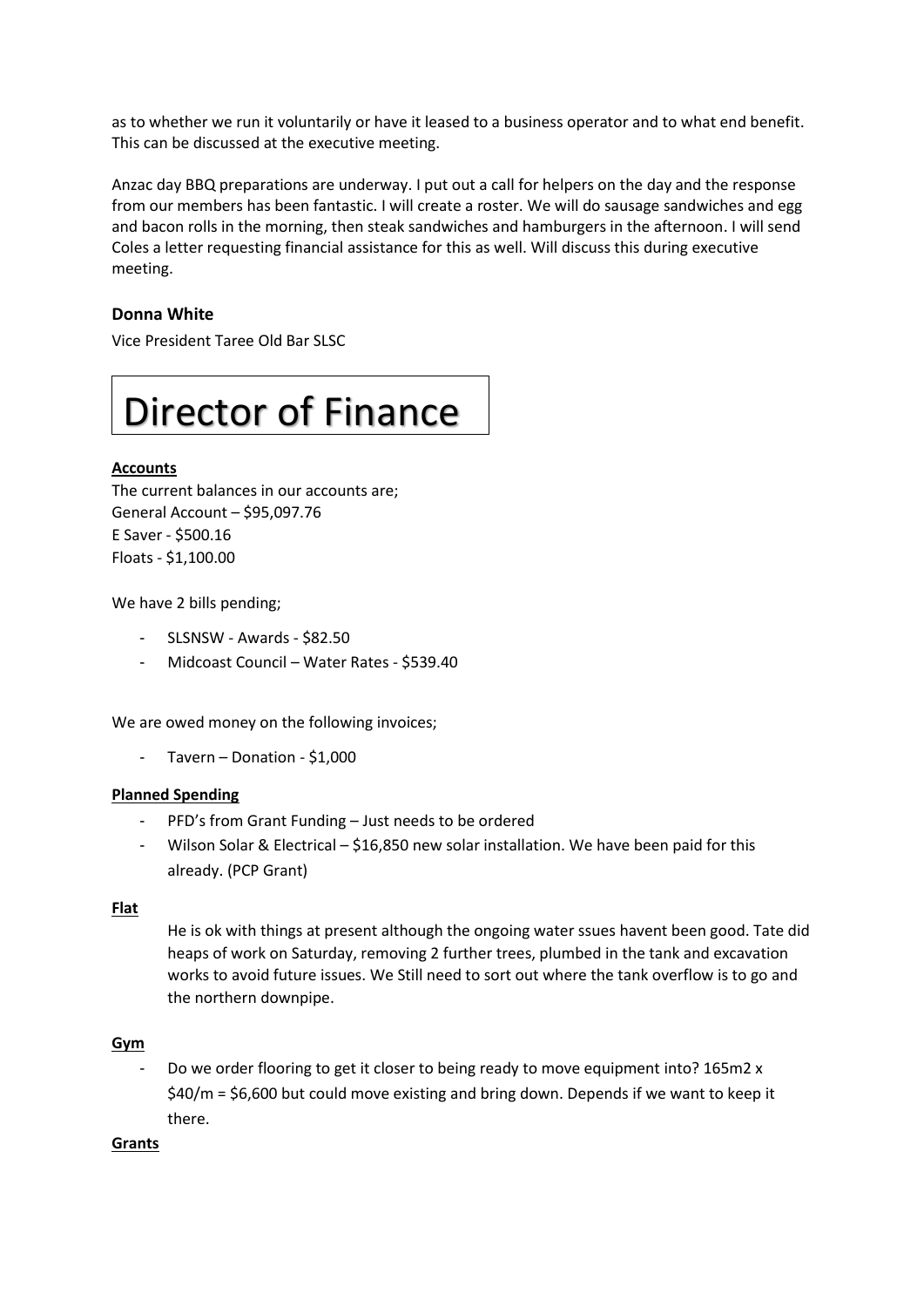as to whether we run it voluntarily or have it leased to a business operator and to what end benefit. This can be discussed at the executive meeting.

Anzac day BBQ preparations are underway. I put out a call for helpers on the day and the response from our members has been fantastic. I will create a roster. We will do sausage sandwiches and egg and bacon rolls in the morning, then steak sandwiches and hamburgers in the afternoon. I will send Coles a letter requesting financial assistance for this as well. Will discuss this during executive meeting.

**Donna White**

Vice President Taree Old Bar SLSC

# Director of Finance

**Accounts**

The current balances in our accounts are;
General Account – $95,097.76
E Saver - $500.16
Floats - $1,100.00

We have 2 bills pending;

- SLSNSW - Awards - $82.50
- Midcoast Council – Water Rates - $539.40

We are owed money on the following invoices;

- Tavern – Donation - $1,000

**Planned Spending**

- PFD's from Grant Funding – Just needs to be ordered
- Wilson Solar & Electrical – $16,850 new solar installation. We have been paid for this already. (PCP Grant)

**Flat**

He is ok with things at present although the ongoing water ssues havent been good. Tate did heaps of work on Saturday, removing 2 further trees, plumbed in the tank and excavation works to avoid future issues. We Still need to sort out where the tank overflow is to go and the northern downpipe.

**Gym**

- Do we order flooring to get it closer to being ready to move equipment into? 165m2 x $40/m = $6,600 but could move existing and bring down. Depends if we want to keep it there.

**Grants**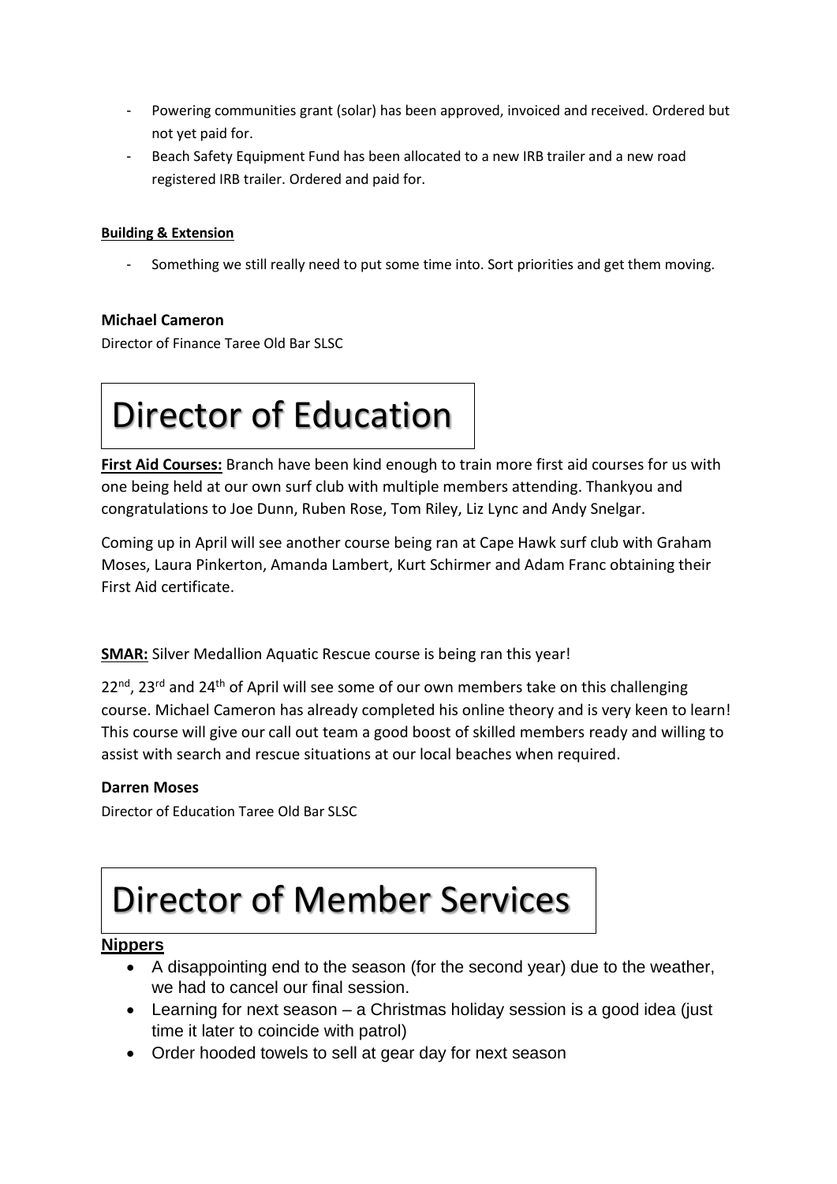- Powering communities grant (solar) has been approved, invoiced and received. Ordered but not yet paid for.
- Beach Safety Equipment Fund has been allocated to a new IRB trailer and a new road registered IRB trailer. Ordered and paid for.

**Building & Extension**

- Something we still really need to put some time into. Sort priorities and get them moving.

**Michael Cameron**

Director of Finance Taree Old Bar SLSC

# Director of Education

**First Aid Courses:** Branch have been kind enough to train more first aid courses for us with one being held at our own surf club with multiple members attending. Thankyou and congratulations to Joe Dunn, Ruben Rose, Tom Riley, Liz Lync and Andy Snelgar.

Coming up in April will see another course being ran at Cape Hawk surf club with Graham Moses, Laura Pinkerton, Amanda Lambert, Kurt Schirmer and Adam Franc obtaining their First Aid certificate.

**SMAR:** Silver Medallion Aquatic Rescue course is being ran this year!

22nd, 23rd and 24th of April will see some of our own members take on this challenging course. Michael Cameron has already completed his online theory and is very keen to learn! This course will give our call out team a good boost of skilled members ready and willing to assist with search and rescue situations at our local beaches when required.

**Darren Moses**

Director of Education Taree Old Bar SLSC

# Director of Member Services

**Nippers**

- A disappointing end to the season (for the second year) due to the weather, we had to cancel our final session.
- Learning for next season – a Christmas holiday session is a good idea (just time it later to coincide with patrol)
- Order hooded towels to sell at gear day for next season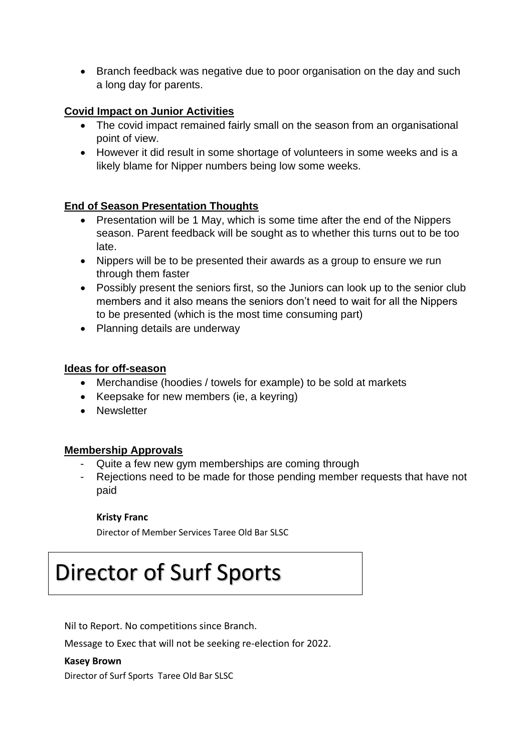- Branch feedback was negative due to poor organisation on the day and such a long day for parents.

**Covid Impact on Junior Activities**

- The covid impact remained fairly small on the season from an organisational point of view.
- However it did result in some shortage of volunteers in some weeks and is a likely blame for Nipper numbers being low some weeks.

**End of Season Presentation Thoughts**

- Presentation will be 1 May, which is some time after the end of the Nippers season. Parent feedback will be sought as to whether this turns out to be too late.
- Nippers will be to be presented their awards as a group to ensure we run through them faster
- Possibly present the seniors first, so the Juniors can look up to the senior club members and it also means the seniors don't need to wait for all the Nippers to be presented (which is the most time consuming part)
- Planning details are underway

**Ideas for off-season**

- Merchandise (hoodies / towels for example) to be sold at markets
- Keepsake for new members (ie, a keyring)
- Newsletter

**Membership Approvals**

- Quite a few new gym memberships are coming through
- Rejections need to be made for those pending member requests that have not paid

**Kristy Franc**

Director of Member Services Taree Old Bar SLSC

# Director of Surf Sports

Nil to Report. No competitions since Branch.

Message to Exec that will not be seeking re-election for 2022.

**Kasey Brown**

Director of Surf Sports Taree Old Bar SLSC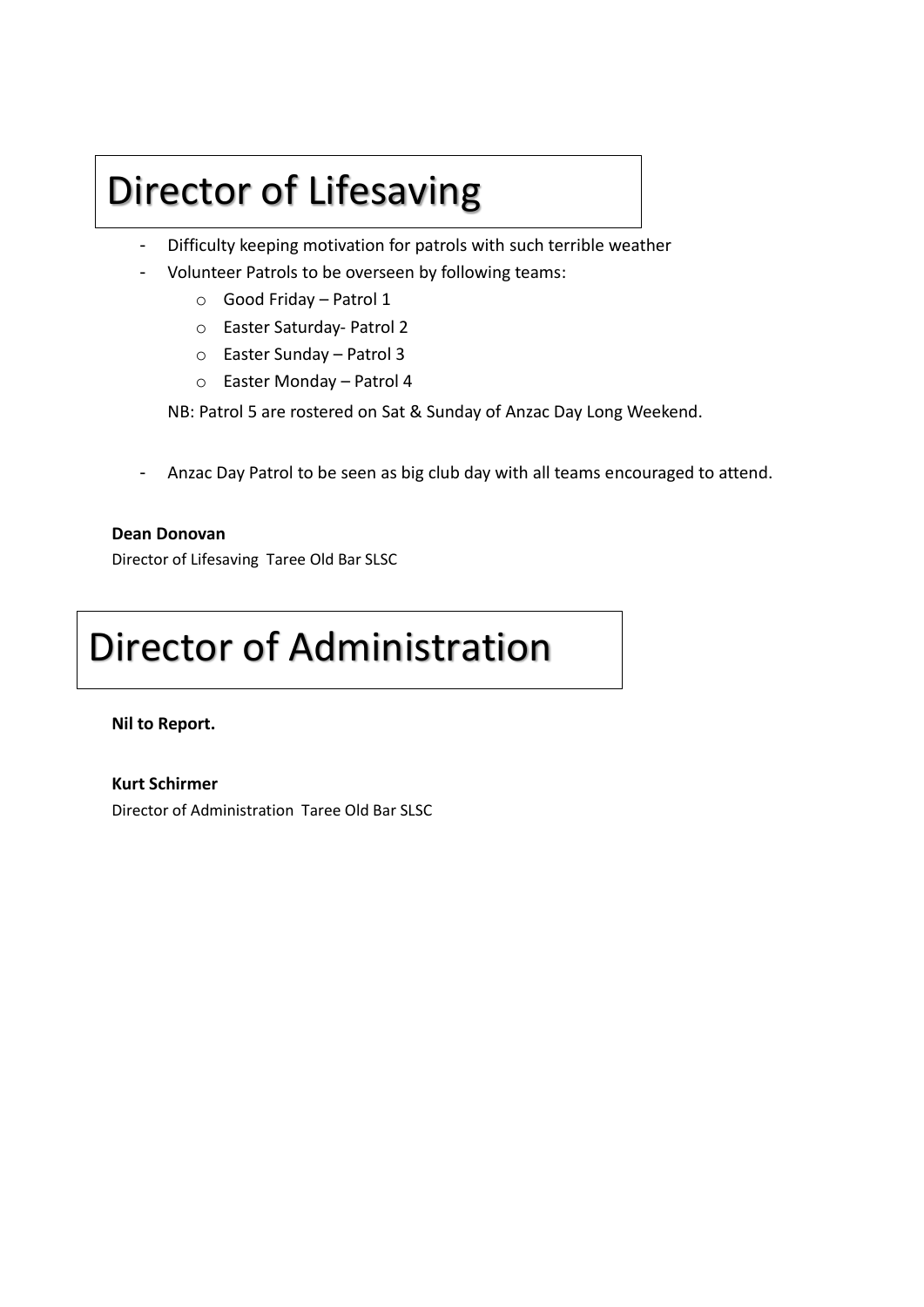# Director of Lifesaving

- Difficulty keeping motivation for patrols with such terrible weather
- Volunteer Patrols to be overseen by following teams:
  - Good Friday – Patrol 1
  - Easter Saturday- Patrol 2
  - Easter Sunday – Patrol 3
  - Easter Monday – Patrol 4

  NB: Patrol 5 are rostered on Sat & Sunday of Anzac Day Long Weekend.

- Anzac Day Patrol to be seen as big club day with all teams encouraged to attend.

**Dean Donovan**
Director of Lifesaving Taree Old Bar SLSC

# Director of Administration

**Nil to Report.**

**Kurt Schirmer**
Director of Administration Taree Old Bar SLSC